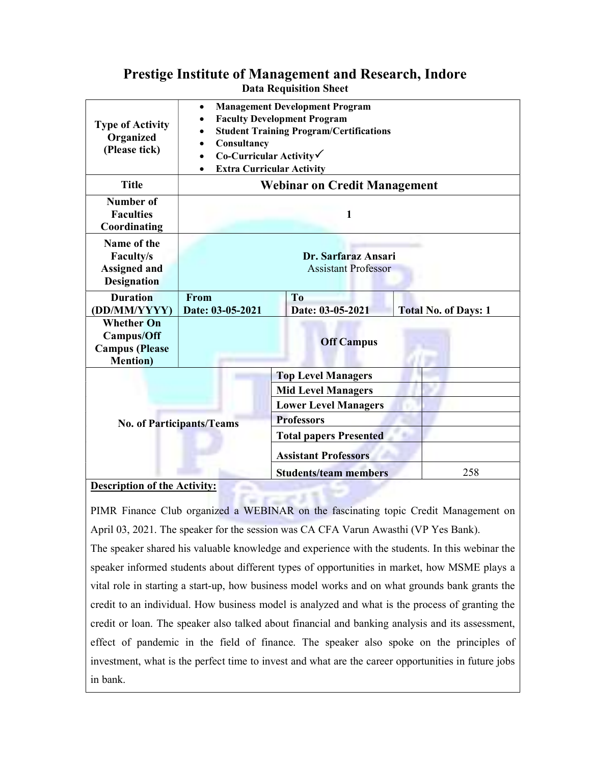# Prestige Institute of Management and Research, Indore

## Data Requisition Sheet

| | | | | |
|---|---|---|---|---|
| **Type of Activity Organized (Please tick)** | • **Management Development Program**<br>• **Faculty Development Program**<br>• **Student Training Program/Certifications**<br>• **Consultancy**<br>• **Co-Curricular Activity✓**<br>• **Extra Curricular Activity** | | | |
| **Title** | **Webinar on Credit Management** | | | |
| **Number of Faculties Coordinating** | **1** | | | |
| **Name of the Faculty/s Assigned and Designation** | **Dr. Sarfaraz Ansari**<br>Assistant Professor | | | |
| **Duration (DD/MM/YYYY)** | **From**<br>**Date: 03-05-2021** | **To**<br>**Date: 03-05-2021** | **Total No. of Days: 1** | |
| **Whether On Campus/Off Campus (Please Mention)** | **Off Campus** | | | |
| **No. of Participants/Teams** | | **Top Level Managers** | | |
| | | **Mid Level Managers** | | |
| | | **Lower Level Managers** | | |
| | | **Professors** | | |
| | | **Total papers Presented** | | |
| | | **Assistant Professors** | | |
| | | **Students/team members** | 258 | |

**Description of the Activity:**

PIMR Finance Club organized a WEBINAR on the fascinating topic Credit Management on April 03, 2021. The speaker for the session was CA CFA Varun Awasthi (VP Yes Bank).

The speaker shared his valuable knowledge and experience with the students. In this webinar the speaker informed students about different types of opportunities in market, how MSME plays a vital role in starting a start-up, how business model works and on what grounds bank grants the credit to an individual. How business model is analyzed and what is the process of granting the credit or loan. The speaker also talked about financial and banking analysis and its assessment, effect of pandemic in the field of finance. The speaker also spoke on the principles of investment, what is the perfect time to invest and what are the career opportunities in future jobs in bank.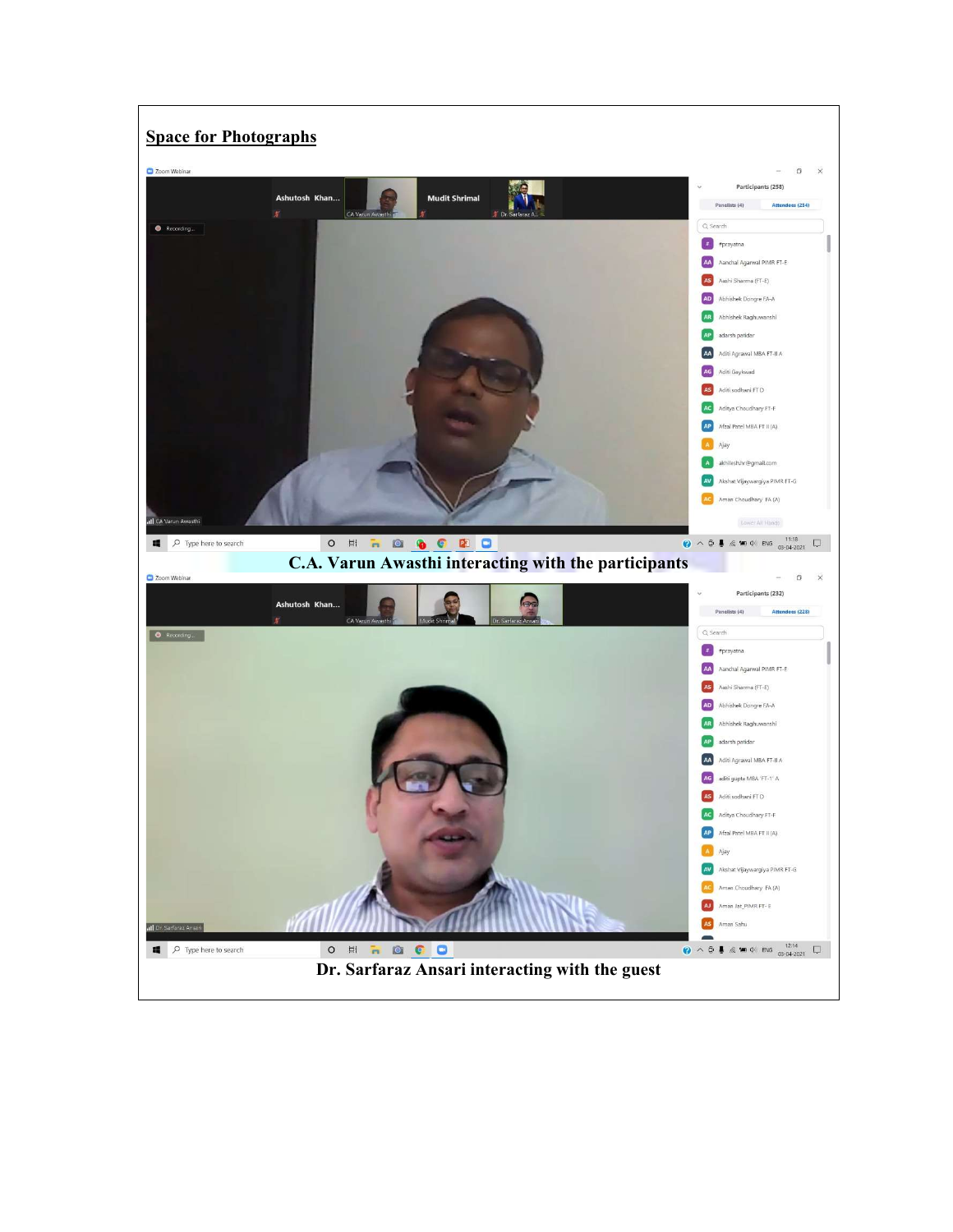## Space for Photographs

C.A. Varun Awasthi interacting with the participants

Dr. Sarfaraz Ansari interacting with the guest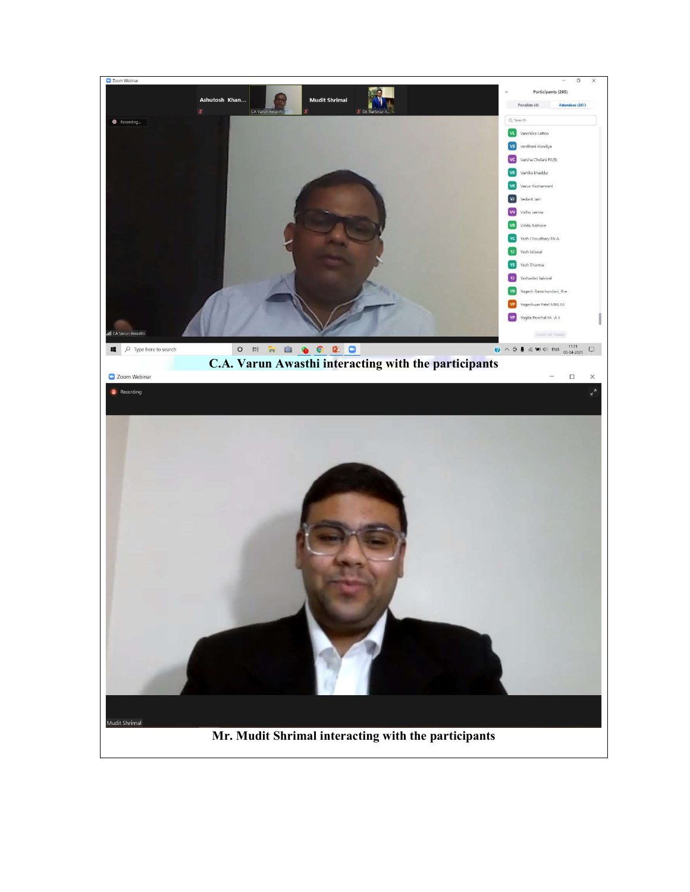C.A. Varun Awasthi interacting with the participants

Mr. Mudit Shrimal interacting with the participants